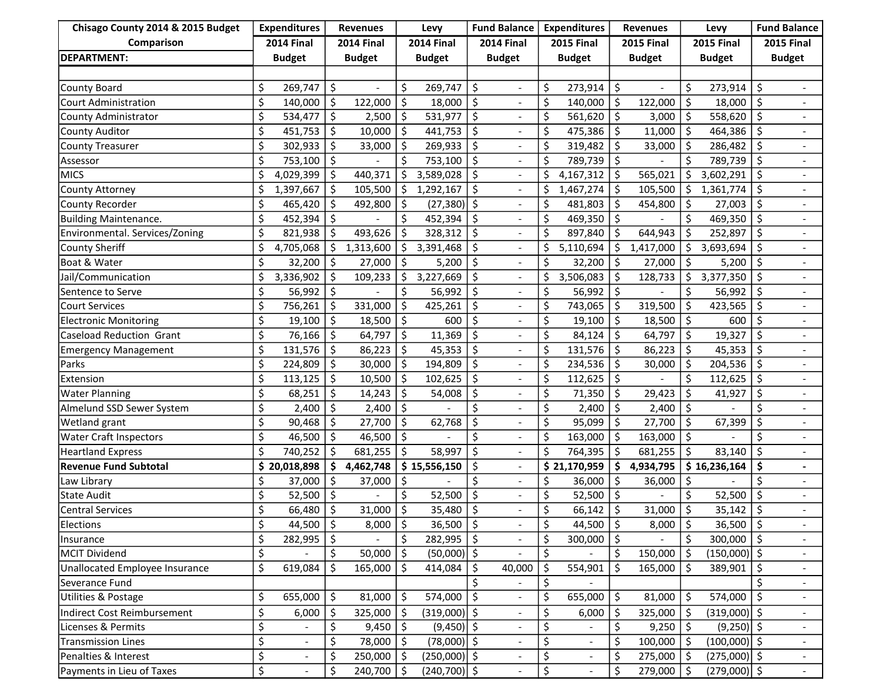| Chisago County 2014 & 2015 Budget Comparison | Expenditures | Revenues | Levy | Fund Balance | Expenditures | Revenues | Levy | Fund Balance |
|---|---|---|---|---|---|---|---|---|
| DEPARTMENT: | 2014 Final Budget | 2014 Final Budget | 2014 Final Budget | 2014 Final Budget | 2015 Final Budget | 2015 Final Budget | 2015 Final Budget | 2015 Final Budget |
| | | | | | | | | |
| County Board | $ 269,747 | $ - | $ 269,747 | $ - | $ 273,914 | $ - | $ 273,914 | $ - |
| Court Administration | $ 140,000 | $ 122,000 | $ 18,000 | $ - | $ 140,000 | $ 122,000 | $ 18,000 | $ - |
| County Administrator | $ 534,477 | $ 2,500 | $ 531,977 | $ - | $ 561,620 | $ 3,000 | $ 558,620 | $ - |
| County Auditor | $ 451,753 | $ 10,000 | $ 441,753 | $ - | $ 475,386 | $ 11,000 | $ 464,386 | $ - |
| County Treasurer | $ 302,933 | $ 33,000 | $ 269,933 | $ - | $ 319,482 | $ 33,000 | $ 286,482 | $ - |
| Assessor | $ 753,100 | $ - | $ 753,100 | $ - | $ 789,739 | $ - | $ 789,739 | $ - |
| MICS | $ 4,029,399 | $ 440,371 | $ 3,589,028 | $ - | $ 4,167,312 | $ 565,021 | $ 3,602,291 | $ - |
| County Attorney | $ 1,397,667 | $ 105,500 | $ 1,292,167 | $ - | $ 1,467,274 | $ 105,500 | $ 1,361,774 | $ - |
| County Recorder | $ 465,420 | $ 492,800 | $ (27,380) | $ - | $ 481,803 | $ 454,800 | $ 27,003 | $ - |
| Building Maintenance. | $ 452,394 | $ - | $ 452,394 | $ - | $ 469,350 | $ - | $ 469,350 | $ - |
| Environmental. Services/Zoning | $ 821,938 | $ 493,626 | $ 328,312 | $ - | $ 897,840 | $ 644,943 | $ 252,897 | $ - |
| County Sheriff | $ 4,705,068 | $ 1,313,600 | $ 3,391,468 | $ - | $ 5,110,694 | $ 1,417,000 | $ 3,693,694 | $ - |
| Boat & Water | $ 32,200 | $ 27,000 | $ 5,200 | $ - | $ 32,200 | $ 27,000 | $ 5,200 | $ - |
| Jail/Communication | $ 3,336,902 | $ 109,233 | $ 3,227,669 | $ - | $ 3,506,083 | $ 128,733 | $ 3,377,350 | $ - |
| Sentence to Serve | $ 56,992 | $ - | $ 56,992 | $ - | $ 56,992 | $ - | $ 56,992 | $ - |
| Court Services | $ 756,261 | $ 331,000 | $ 425,261 | $ - | $ 743,065 | $ 319,500 | $ 423,565 | $ - |
| Electronic Monitoring | $ 19,100 | $ 18,500 | $ 600 | $ - | $ 19,100 | $ 18,500 | $ 600 | $ - |
| Caseload Reduction Grant | $ 76,166 | $ 64,797 | $ 11,369 | $ - | $ 84,124 | $ 64,797 | $ 19,327 | $ - |
| Emergency Management | $ 131,576 | $ 86,223 | $ 45,353 | $ - | $ 131,576 | $ 86,223 | $ 45,353 | $ - |
| Parks | $ 224,809 | $ 30,000 | $ 194,809 | $ - | $ 234,536 | $ 30,000 | $ 204,536 | $ - |
| Extension | $ 113,125 | $ 10,500 | $ 102,625 | $ - | $ 112,625 | $ - | $ 112,625 | $ - |
| Water Planning | $ 68,251 | $ 14,243 | $ 54,008 | $ - | $ 71,350 | $ 29,423 | $ 41,927 | $ - |
| Almelund SSD Sewer System | $ 2,400 | $ 2,400 | $ - | $ - | $ 2,400 | $ 2,400 | $ - | $ - |
| Wetland grant | $ 90,468 | $ 27,700 | $ 62,768 | $ - | $ 95,099 | $ 27,700 | $ 67,399 | $ - |
| Water Craft Inspectors | $ 46,500 | $ 46,500 | $ - | $ - | $ 163,000 | $ 163,000 | $ - | $ - |
| Heartland Express | $ 740,252 | $ 681,255 | $ 58,997 | $ - | $ 764,395 | $ 681,255 | $ 83,140 | $ - |
| **Revenue Fund Subtotal** | **$ 20,018,898** | **$ 4,462,748** | **$ 15,556,150** | **$ -** | **$ 21,170,959** | **$ 4,934,795** | **$ 16,236,164** | **$ -** |
| Law Library | $ 37,000 | $ 37,000 | $ - | $ - | $ 36,000 | $ 36,000 | $ - | $ - |
| State Audit | $ 52,500 | $ - | $ 52,500 | $ - | $ 52,500 | $ - | $ 52,500 | $ - |
| Central Services | $ 66,480 | $ 31,000 | $ 35,480 | $ - | $ 66,142 | $ 31,000 | $ 35,142 | $ - |
| Elections | $ 44,500 | $ 8,000 | $ 36,500 | $ - | $ 44,500 | $ 8,000 | $ 36,500 | $ - |
| Insurance | $ 282,995 | $ - | $ 282,995 | $ - | $ 300,000 | $ - | $ 300,000 | $ - |
| MCIT Dividend | $ - | $ 50,000 | $ (50,000) | $ - | $ - | $ 150,000 | $ (150,000) | $ - |
| Unallocated Employee Insurance | $ 619,084 | $ 165,000 | $ 414,084 | $ 40,000 | $ 554,901 | $ 165,000 | $ 389,901 | $ - |
| Severance Fund | | | | $ - | $ - | | | $ - |
| Utilities & Postage | $ 655,000 | $ 81,000 | $ 574,000 | $ - | $ 655,000 | $ 81,000 | $ 574,000 | $ - |
| Indirect Cost Reimbursement | $ 6,000 | $ 325,000 | $ (319,000) | $ - | $ 6,000 | $ 325,000 | $ (319,000) | $ - |
| Licenses & Permits | $ - | $ 9,450 | $ (9,450) | $ - | $ - | $ 9,250 | $ (9,250) | $ - |
| Transmission Lines | $ - | $ 78,000 | $ (78,000) | $ - | $ - | $ 100,000 | $ (100,000) | $ - |
| Penalties & Interest | $ - | $ 250,000 | $ (250,000) | $ - | $ - | $ 275,000 | $ (275,000) | $ - |
| Payments in Lieu of Taxes | $ - | $ 240,700 | $ (240,700) | $ - | $ - | $ 279,000 | $ (279,000) | $ - |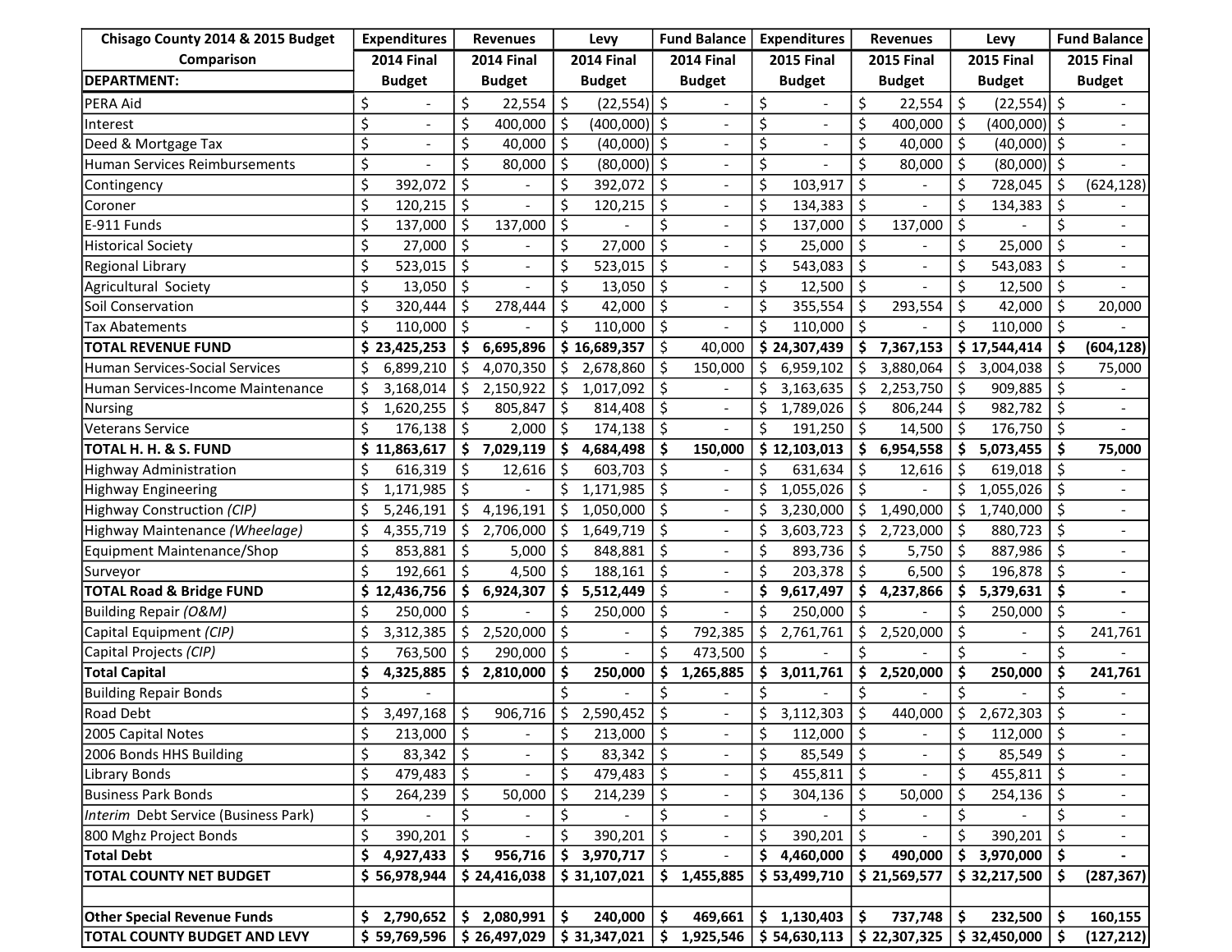| Chisago County 2014 & 2015 Budget Comparison | Expenditures | Revenues | Levy | Fund Balance | Expenditures | Revenues | Levy | Fund Balance |
|---|---|---|---|---|---|---|---|---|
| | 2014 Final | 2014 Final | 2014 Final | 2014 Final | 2015 Final | 2015 Final | 2015 Final | 2015 Final |
| **DEPARTMENT:** | **Budget** | **Budget** | **Budget** | **Budget** | **Budget** | **Budget** | **Budget** | **Budget** |
| PERA Aid | $ - | $ 22,554 | $ (22,554) | $ - | $ - | $ 22,554 | $ (22,554) | $ - |
| Interest | $ - | $ 400,000 | $ (400,000) | $ - | $ - | $ 400,000 | $ (400,000) | $ - |
| Deed & Mortgage Tax | $ - | $ 40,000 | $ (40,000) | $ - | $ - | $ 40,000 | $ (40,000) | $ - |
| Human Services Reimbursements | $ - | $ 80,000 | $ (80,000) | $ - | $ - | $ 80,000 | $ (80,000) | $ - |
| Contingency | $ 392,072 | $ - | $ 392,072 | $ - | $ 103,917 | $ - | $ 728,045 | $ (624,128) |
| Coroner | $ 120,215 | $ - | $ 120,215 | $ - | $ 134,383 | $ - | $ 134,383 | $ - |
| E-911 Funds | $ 137,000 | $ 137,000 | $ - | $ - | $ 137,000 | $ 137,000 | $ - | $ - |
| Historical Society | $ 27,000 | $ - | $ 27,000 | $ - | $ 25,000 | $ - | $ 25,000 | $ - |
| Regional Library | $ 523,015 | $ - | $ 523,015 | $ - | $ 543,083 | $ - | $ 543,083 | $ - |
| Agricultural Society | $ 13,050 | $ - | $ 13,050 | $ - | $ 12,500 | $ - | $ 12,500 | $ - |
| Soil Conservation | $ 320,444 | $ 278,444 | $ 42,000 | $ - | $ 355,554 | $ 293,554 | $ 42,000 | $ 20,000 |
| Tax Abatements | $ 110,000 | $ - | $ 110,000 | $ - | $ 110,000 | $ - | $ 110,000 | $ - |
| **TOTAL REVENUE FUND** | **$ 23,425,253** | **$ 6,695,896** | **$ 16,689,357** | $ 40,000 | **$ 24,307,439** | **$ 7,367,153** | **$ 17,544,414** | **$ (604,128)** |
| Human Services-Social Services | $ 6,899,210 | $ 4,070,350 | $ 2,678,860 | $ 150,000 | $ 6,959,102 | $ 3,880,064 | $ 3,004,038 | $ 75,000 |
| Human Services-Income Maintenance | $ 3,168,014 | $ 2,150,922 | $ 1,017,092 | $ - | $ 3,163,635 | $ 2,253,750 | $ 909,885 | $ - |
| Nursing | $ 1,620,255 | $ 805,847 | $ 814,408 | $ - | $ 1,789,026 | $ 806,244 | $ 982,782 | $ - |
| Veterans Service | $ 176,138 | $ 2,000 | $ 174,138 | $ - | $ 191,250 | $ 14,500 | $ 176,750 | $ - |
| **TOTAL H. H. & S. FUND** | **$ 11,863,617** | **$ 7,029,119** | **$ 4,684,498** | **$ 150,000** | **$ 12,103,013** | **$ 6,954,558** | **$ 5,073,455** | **$ 75,000** |
| Highway Administration | $ 616,319 | $ 12,616 | $ 603,703 | $ - | $ 631,634 | $ 12,616 | $ 619,018 | $ - |
| Highway Engineering | $ 1,171,985 | $ - | $ 1,171,985 | $ - | $ 1,055,026 | $ - | $ 1,055,026 | $ - |
| Highway Construction *(CIP)* | $ 5,246,191 | $ 4,196,191 | $ 1,050,000 | $ - | $ 3,230,000 | $ 1,490,000 | $ 1,740,000 | $ - |
| Highway Maintenance *(Wheelage)* | $ 4,355,719 | $ 2,706,000 | $ 1,649,719 | $ - | $ 3,603,723 | $ 2,723,000 | $ 880,723 | $ - |
| Equipment Maintenance/Shop | $ 853,881 | $ 5,000 | $ 848,881 | $ - | $ 893,736 | $ 5,750 | $ 887,986 | $ - |
| Surveyor | $ 192,661 | $ 4,500 | $ 188,161 | $ - | $ 203,378 | $ 6,500 | $ 196,878 | $ - |
| **TOTAL Road & Bridge FUND** | **$ 12,436,756** | **$ 6,924,307** | **$ 5,512,449** | $ - | **$ 9,617,497** | **$ 4,237,866** | **$ 5,379,631** | **$ -** |
| Building Repair *(O&M)* | $ 250,000 | $ - | $ 250,000 | $ - | $ 250,000 | $ - | $ 250,000 | $ - |
| Capital Equipment *(CIP)* | $ 3,312,385 | $ 2,520,000 | $ - | $ 792,385 | $ 2,761,761 | $ 2,520,000 | $ - | $ 241,761 |
| Capital Projects *(CIP)* | $ 763,500 | $ 290,000 | $ - | $ 473,500 | $ - | $ - | $ - | $ - |
| **Total Capital** | **$ 4,325,885** | **$ 2,810,000** | **$ 250,000** | **$ 1,265,885** | **$ 3,011,761** | **$ 2,520,000** | **$ 250,000** | **$ 241,761** |
| Building Repair Bonds | $ - | | $ - | $ - | $ - | $ - | $ - | $ - |
| Road Debt | $ 3,497,168 | $ 906,716 | $ 2,590,452 | $ - | $ 3,112,303 | $ 440,000 | $ 2,672,303 | $ - |
| 2005 Capital Notes | $ 213,000 | $ - | $ 213,000 | $ - | $ 112,000 | $ - | $ 112,000 | $ - |
| 2006 Bonds HHS Building | $ 83,342 | $ - | $ 83,342 | $ - | $ 85,549 | $ - | $ 85,549 | $ - |
| Library Bonds | $ 479,483 | $ - | $ 479,483 | $ - | $ 455,811 | $ - | $ 455,811 | $ - |
| Business Park Bonds | $ 264,239 | $ 50,000 | $ 214,239 | $ - | $ 304,136 | $ 50,000 | $ 254,136 | $ - |
| *Interim* Debt Service (Business Park) | $ - | $ - | $ - | $ - | $ - | $ - | $ - | $ - |
| 800 Mghz Project Bonds | $ 390,201 | $ - | $ 390,201 | $ - | $ 390,201 | $ - | $ 390,201 | $ - |
| **Total Debt** | **$ 4,927,433** | **$ 956,716** | **$ 3,970,717** | $ - | **$ 4,460,000** | **$ 490,000** | **$ 3,970,000** | **$ -** |
| **TOTAL COUNTY NET BUDGET** | **$ 56,978,944** | **$ 24,416,038** | **$ 31,107,021** | **$ 1,455,885** | **$ 53,499,710** | **$ 21,569,577** | **$ 32,217,500** | **$ (287,367)** |
| | | | | | | | | |
| **Other Special Revenue Funds** | **$ 2,790,652** | **$ 2,080,991** | **$ 240,000** | **$ 469,661** | **$ 1,130,403** | **$ 737,748** | **$ 232,500** | **$ 160,155** |
| **TOTAL COUNTY BUDGET AND LEVY** | **$ 59,769,596** | **$ 26,497,029** | **$ 31,347,021** | **$ 1,925,546** | **$ 54,630,113** | **$ 22,307,325** | **$ 32,450,000** | **$ (127,212)** |